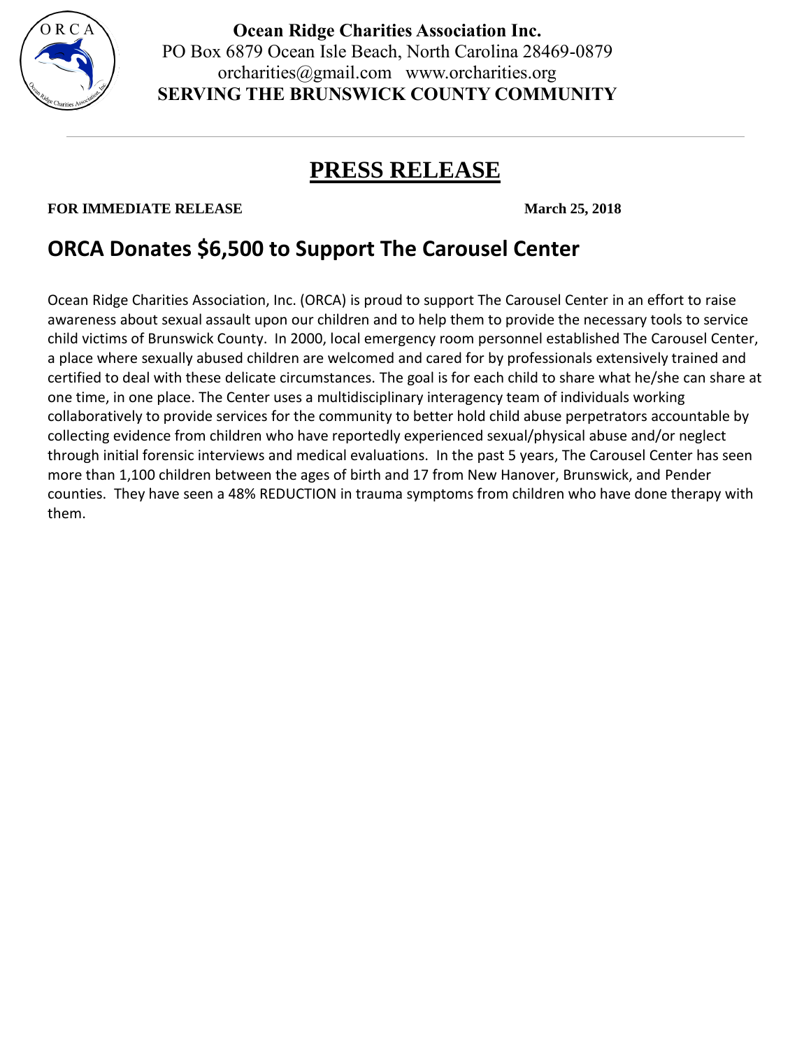**Ocean Ridge Charities Association Inc.**
PO Box 6879 Ocean Isle Beach, North Carolina 28469-0879
orcharities@gmail.com www.orcharities.org
**SERVING THE BRUNSWICK COUNTY COMMUNITY**

# PRESS RELEASE

**FOR IMMEDIATE RELEASE** **March 25, 2018**

## ORCA Donates $6,500 to Support The Carousel Center

Ocean Ridge Charities Association, Inc. (ORCA) is proud to support The Carousel Center in an effort to raise awareness about sexual assault upon our children and to help them to provide the necessary tools to service child victims of Brunswick County. In 2000, local emergency room personnel established The Carousel Center, a place where sexually abused children are welcomed and cared for by professionals extensively trained and certified to deal with these delicate circumstances. The goal is for each child to share what he/she can share at one time, in one place. The Center uses a multidisciplinary interagency team of individuals working collaboratively to provide services for the community to better hold child abuse perpetrators accountable by collecting evidence from children who have reportedly experienced sexual/physical abuse and/or neglect through initial forensic interviews and medical evaluations. In the past 5 years, The Carousel Center has seen more than 1,100 children between the ages of birth and 17 from New Hanover, Brunswick, and Pender counties. They have seen a 48% REDUCTION in trauma symptoms from children who have done therapy with them.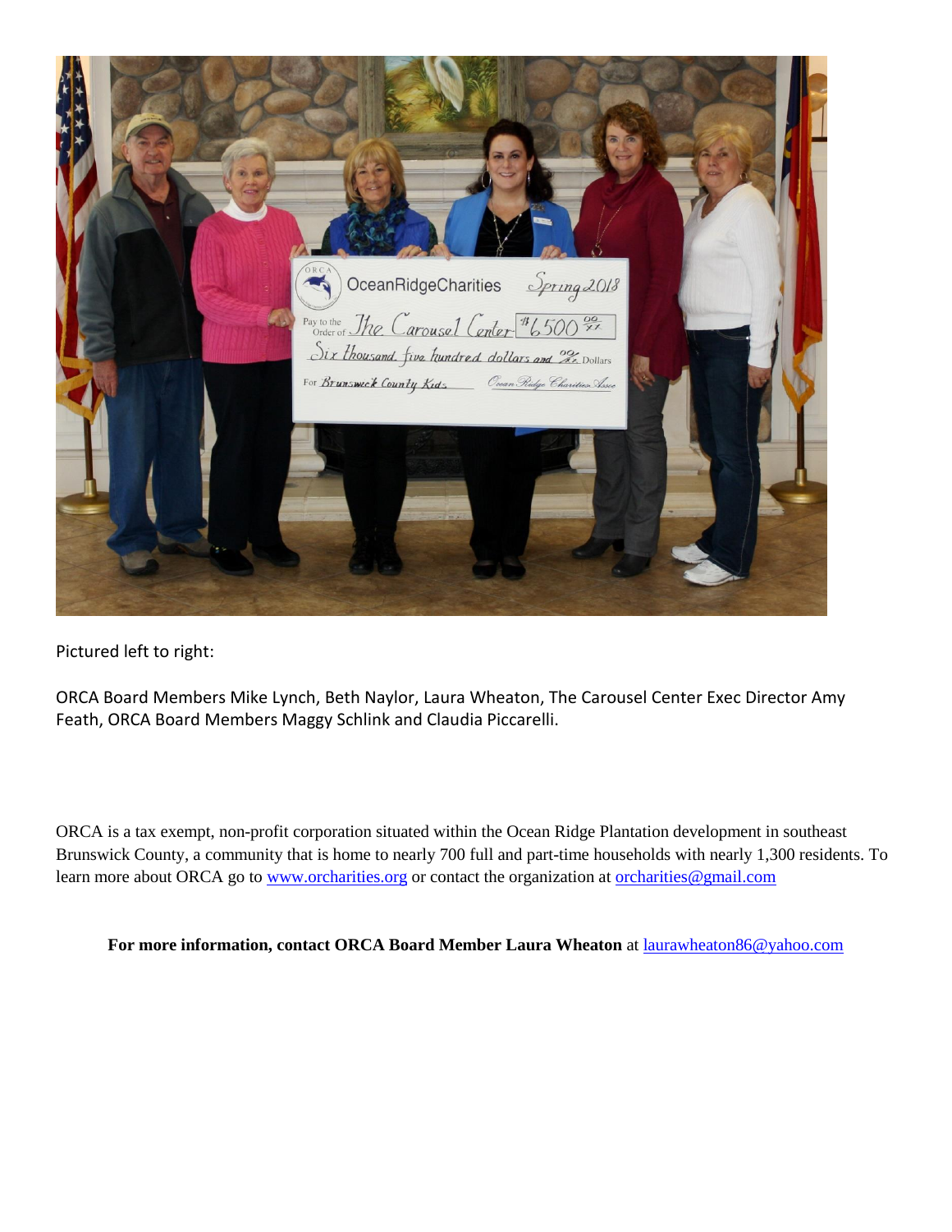Pictured left to right:

ORCA Board Members Mike Lynch, Beth Naylor, Laura Wheaton, The Carousel Center Exec Director Amy Feath, ORCA Board Members Maggy Schlink and Claudia Piccarelli.

ORCA is a tax exempt, non-profit corporation situated within the Ocean Ridge Plantation development in southeast Brunswick County, a community that is home to nearly 700 full and part-time households with nearly 1,300 residents. To learn more about ORCA go to www.orcharities.org or contact the organization at orcharities@gmail.com

**For more information, contact ORCA Board Member Laura Wheaton** at laurawheaton86@yahoo.com